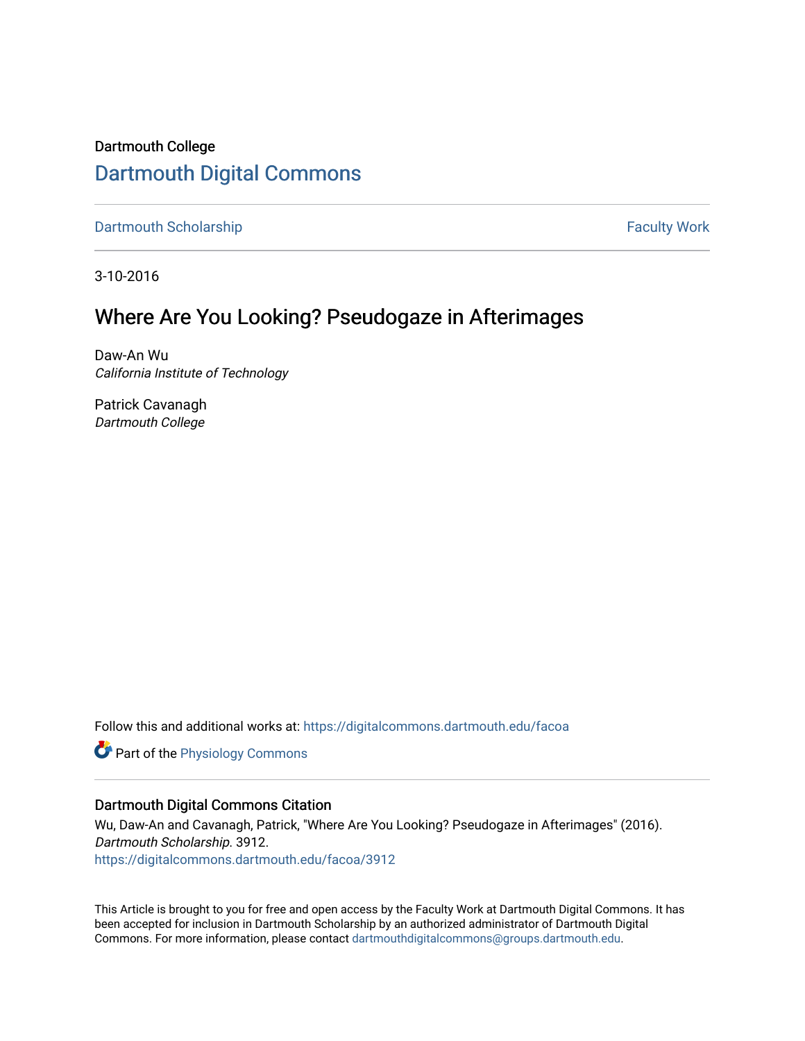Dartmouth College

# Dartmouth Digital Commons

Dartmouth Scholarship | Faculty Work

3-10-2016

## Where Are You Looking? Pseudogaze in Afterimages

Daw-An Wu
*California Institute of Technology*

Patrick Cavanagh
*Dartmouth College*

Follow this and additional works at: https://digitalcommons.dartmouth.edu/facoa

Part of the Physiology Commons

### Dartmouth Digital Commons Citation

Wu, Daw-An and Cavanagh, Patrick, "Where Are You Looking? Pseudogaze in Afterimages" (2016). *Dartmouth Scholarship.* 3912.
https://digitalcommons.dartmouth.edu/facoa/3912

This Article is brought to you for free and open access by the Faculty Work at Dartmouth Digital Commons. It has been accepted for inclusion in Dartmouth Scholarship by an authorized administrator of Dartmouth Digital Commons. For more information, please contact dartmouthdigitalcommons@groups.dartmouth.edu.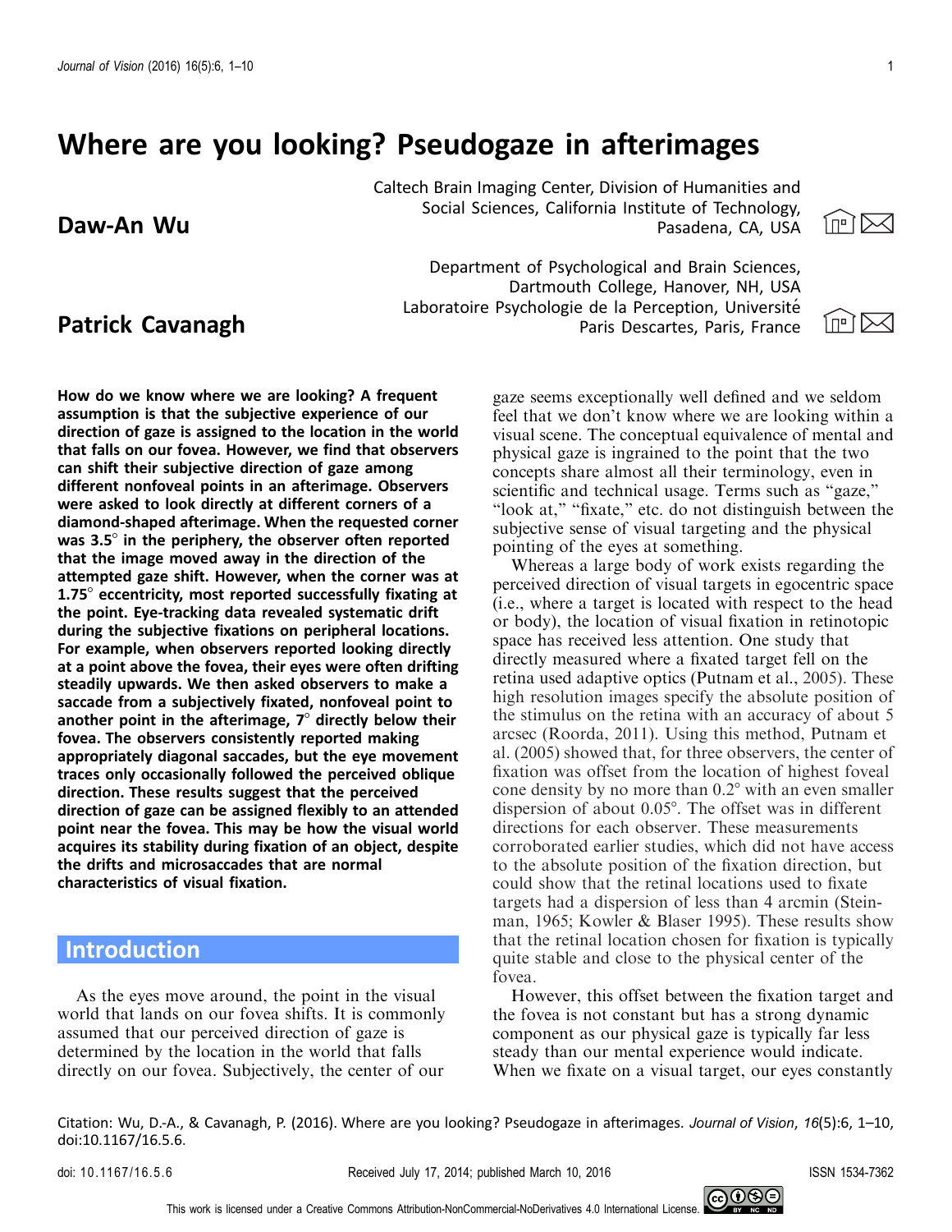# Where are you looking? Pseudogaze in afterimages

**Daw-An Wu**

Caltech Brain Imaging Center, Division of Humanities and Social Sciences, California Institute of Technology, Pasadena, CA, USA

**Patrick Cavanagh**

Department of Psychological and Brain Sciences, Dartmouth College, Hanover, NH, USA

Laboratoire Psychologie de la Perception, Université Paris Descartes, Paris, France

**How do we know where we are looking? A frequent assumption is that the subjective experience of our direction of gaze is assigned to the location in the world that falls on our fovea. However, we find that observers can shift their subjective direction of gaze among different nonfoveal points in an afterimage. Observers were asked to look directly at different corners of a diamond-shaped afterimage. When the requested corner was 3.5° in the periphery, the observer often reported that the image moved away in the direction of the attempted gaze shift. However, when the corner was at 1.75° eccentricity, most reported successfully fixating at the point. Eye-tracking data revealed systematic drift during the subjective fixations on peripheral locations. For example, when observers reported looking directly at a point above the fovea, their eyes were often drifting steadily upwards. We then asked observers to make a saccade from a subjectively fixated, nonfoveal point to another point in the afterimage, 7° directly below their fovea. The observers consistently reported making appropriately diagonal saccades, but the eye movement traces only occasionally followed the perceived oblique direction. These results suggest that the perceived direction of gaze can be assigned flexibly to an attended point near the fovea. This may be how the visual world acquires its stability during fixation of an object, despite the drifts and microsaccades that are normal characteristics of visual fixation.**

## Introduction

As the eyes move around, the point in the visual world that lands on our fovea shifts. It is commonly assumed that our perceived direction of gaze is determined by the location in the world that falls directly on our fovea. Subjectively, the center of our gaze seems exceptionally well defined and we seldom feel that we don't know where we are looking within a visual scene. The conceptual equivalence of mental and physical gaze is ingrained to the point that the two concepts share almost all their terminology, even in scientific and technical usage. Terms such as "gaze," "look at," "fixate," etc. do not distinguish between the subjective sense of visual targeting and the physical pointing of the eyes at something.

Whereas a large body of work exists regarding the perceived direction of visual targets in egocentric space (i.e., where a target is located with respect to the head or body), the location of visual fixation in retinotopic space has received less attention. One study that directly measured where a fixated target fell on the retina used adaptive optics (Putnam et al., 2005). These high resolution images specify the absolute position of the stimulus on the retina with an accuracy of about 5 arcsec (Roorda, 2011). Using this method, Putnam et al. (2005) showed that, for three observers, the center of fixation was offset from the location of highest foveal cone density by no more than 0.2° with an even smaller dispersion of about 0.05°. The offset was in different directions for each observer. These measurements corroborated earlier studies, which did not have access to the absolute position of the fixation direction, but could show that the retinal locations used to fixate targets had a dispersion of less than 4 arcmin (Steinman, 1965; Kowler & Blaser 1995). These results show that the retinal location chosen for fixation is typically quite stable and close to the physical center of the fovea.

However, this offset between the fixation target and the fovea is not constant but has a strong dynamic component as our physical gaze is typically far less steady than our mental experience would indicate. When we fixate on a visual target, our eyes constantly

Citation: Wu, D.-A., & Cavanagh, P. (2016). Where are you looking? Pseudogaze in afterimages. *Journal of Vision*, *16*(5):6, 1–10, doi:10.1167/16.5.6.

doi: 10.1167/16.5.6 Received July 17, 2014; published March 10, 2016 ISSN 1534-7362

This work is licensed under a Creative Commons Attribution-NonCommercial-NoDerivatives 4.0 International License.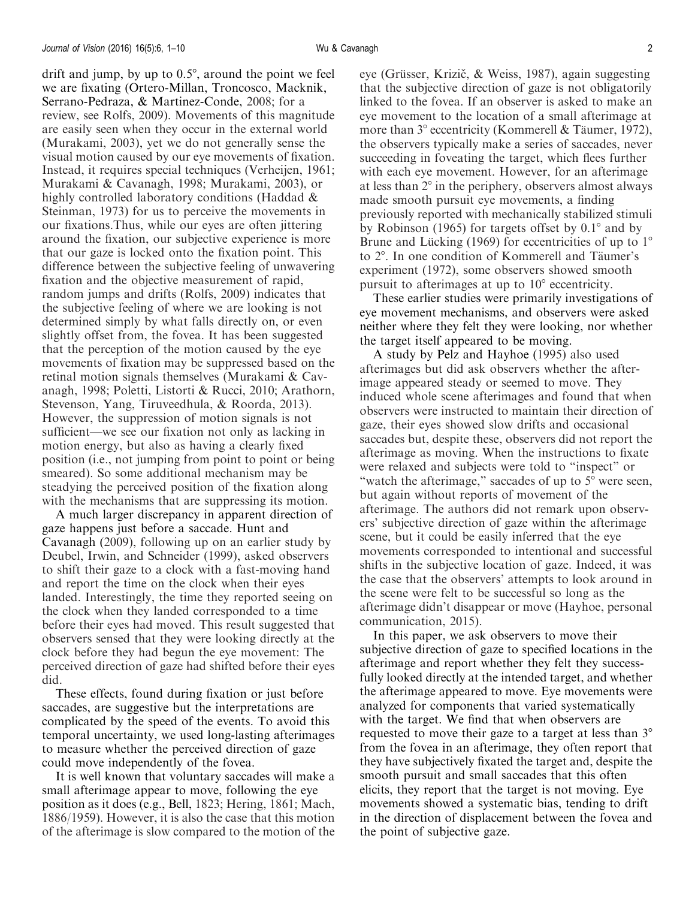drift and jump, by up to 0.5°, around the point we feel we are fixating (Ortero-Millan, Troncosco, Macknik, Serrano-Pedraza, & Martinez-Conde, 2008; for a review, see Rolfs, 2009). Movements of this magnitude are easily seen when they occur in the external world (Murakami, 2003), yet we do not generally sense the visual motion caused by our eye movements of fixation. Instead, it requires special techniques (Verheijen, 1961; Murakami & Cavanagh, 1998; Murakami, 2003), or highly controlled laboratory conditions (Haddad & Steinman, 1973) for us to perceive the movements in our fixations.Thus, while our eyes are often jittering around the fixation, our subjective experience is more that our gaze is locked onto the fixation point. This difference between the subjective feeling of unwavering fixation and the objective measurement of rapid, random jumps and drifts (Rolfs, 2009) indicates that the subjective feeling of where we are looking is not determined simply by what falls directly on, or even slightly offset from, the fovea. It has been suggested that the perception of the motion caused by the eye movements of fixation may be suppressed based on the retinal motion signals themselves (Murakami & Cavanagh, 1998; Poletti, Listorti & Rucci, 2010; Arathorn, Stevenson, Yang, Tiruveedhula, & Roorda, 2013). However, the suppression of motion signals is not sufficient—we see our fixation not only as lacking in motion energy, but also as having a clearly fixed position (i.e., not jumping from point to point or being smeared). So some additional mechanism may be steadying the perceived position of the fixation along with the mechanisms that are suppressing its motion.

A much larger discrepancy in apparent direction of gaze happens just before a saccade. Hunt and Cavanagh (2009), following up on an earlier study by Deubel, Irwin, and Schneider (1999), asked observers to shift their gaze to a clock with a fast-moving hand and report the time on the clock when their eyes landed. Interestingly, the time they reported seeing on the clock when they landed corresponded to a time before their eyes had moved. This result suggested that observers sensed that they were looking directly at the clock before they had begun the eye movement: The perceived direction of gaze had shifted before their eyes did.

These effects, found during fixation or just before saccades, are suggestive but the interpretations are complicated by the speed of the events. To avoid this temporal uncertainty, we used long-lasting afterimages to measure whether the perceived direction of gaze could move independently of the fovea.

It is well known that voluntary saccades will make a small afterimage appear to move, following the eye position as it does (e.g., Bell, 1823; Hering, 1861; Mach, 1886/1959). However, it is also the case that this motion of the afterimage is slow compared to the motion of the eye (Grüsser, Krizič, & Weiss, 1987), again suggesting that the subjective direction of gaze is not obligatorily linked to the fovea. If an observer is asked to make an eye movement to the location of a small afterimage at more than 3° eccentricity (Kommerell & Täumer, 1972), the observers typically make a series of saccades, never succeeding in foveating the target, which flees further with each eye movement. However, for an afterimage at less than 2° in the periphery, observers almost always made smooth pursuit eye movements, a finding previously reported with mechanically stabilized stimuli by Robinson (1965) for targets offset by 0.1° and by Brune and Lücking (1969) for eccentricities of up to 1° to 2°. In one condition of Kommerell and Täumer's experiment (1972), some observers showed smooth pursuit to afterimages at up to 10° eccentricity.

These earlier studies were primarily investigations of eye movement mechanisms, and observers were asked neither where they felt they were looking, nor whether the target itself appeared to be moving.

A study by Pelz and Hayhoe (1995) also used afterimages but did ask observers whether the afterimage appeared steady or seemed to move. They induced whole scene afterimages and found that when observers were instructed to maintain their direction of gaze, their eyes showed slow drifts and occasional saccades but, despite these, observers did not report the afterimage as moving. When the instructions to fixate were relaxed and subjects were told to "inspect" or "watch the afterimage," saccades of up to 5° were seen, but again without reports of movement of the afterimage. The authors did not remark upon observers' subjective direction of gaze within the afterimage scene, but it could be easily inferred that the eye movements corresponded to intentional and successful shifts in the subjective location of gaze. Indeed, it was the case that the observers' attempts to look around in the scene were felt to be successful so long as the afterimage didn't disappear or move (Hayhoe, personal communication, 2015).

In this paper, we ask observers to move their subjective direction of gaze to specified locations in the afterimage and report whether they felt they successfully looked directly at the intended target, and whether the afterimage appeared to move. Eye movements were analyzed for components that varied systematically with the target. We find that when observers are requested to move their gaze to a target at less than 3° from the fovea in an afterimage, they often report that they have subjectively fixated the target and, despite the smooth pursuit and small saccades that this often elicits, they report that the target is not moving. Eye movements showed a systematic bias, tending to drift in the direction of displacement between the fovea and the point of subjective gaze.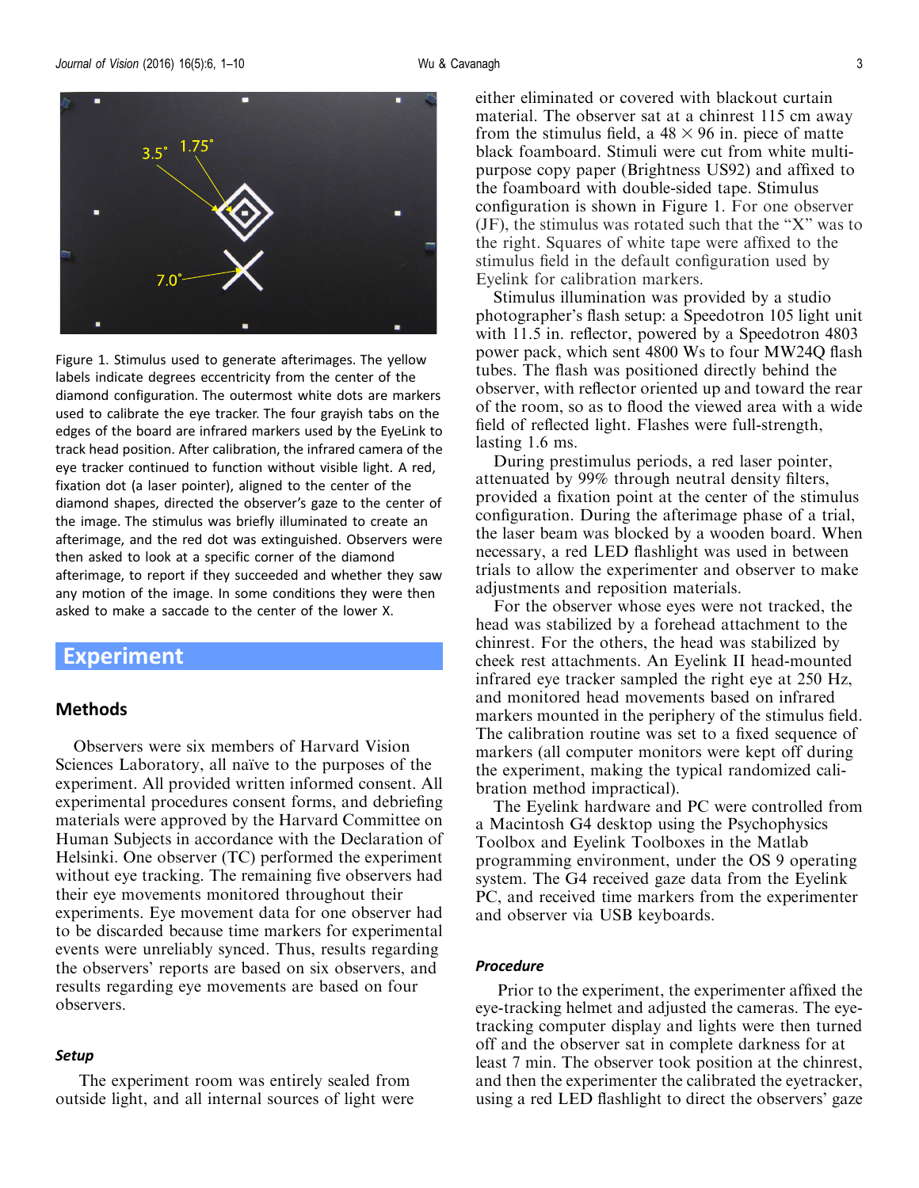Figure 1. Stimulus used to generate afterimages. The yellow labels indicate degrees eccentricity from the center of the diamond configuration. The outermost white dots are markers used to calibrate the eye tracker. The four grayish tabs on the edges of the board are infrared markers used by the EyeLink to track head position. After calibration, the infrared camera of the eye tracker continued to function without visible light. A red, fixation dot (a laser pointer), aligned to the center of the diamond shapes, directed the observer's gaze to the center of the image. The stimulus was briefly illuminated to create an afterimage, and the red dot was extinguished. Observers were then asked to look at a specific corner of the diamond afterimage, to report if they succeeded and whether they saw any motion of the image. In some conditions they were then asked to make a saccade to the center of the lower X.

# Experiment

## Methods

Observers were six members of Harvard Vision Sciences Laboratory, all naïve to the purposes of the experiment. All provided written informed consent. All experimental procedures consent forms, and debriefing materials were approved by the Harvard Committee on Human Subjects in accordance with the Declaration of Helsinki. One observer (TC) performed the experiment without eye tracking. The remaining five observers had their eye movements monitored throughout their experiments. Eye movement data for one observer had to be discarded because time markers for experimental events were unreliably synced. Thus, results regarding the observers' reports are based on six observers, and results regarding eye movements are based on four observers.

### *Setup*

The experiment room was entirely sealed from outside light, and all internal sources of light were either eliminated or covered with blackout curtain material. The observer sat at a chinrest 115 cm away from the stimulus field, a 48 × 96 in. piece of matte black foamboard. Stimuli were cut from white multi-purpose copy paper (Brightness US92) and affixed to the foamboard with double-sided tape. Stimulus configuration is shown in Figure 1. For one observer (JF), the stimulus was rotated such that the "X" was to the right. Squares of white tape were affixed to the stimulus field in the default configuration used by Eyelink for calibration markers.

Stimulus illumination was provided by a studio photographer's flash setup: a Speedotron 105 light unit with 11.5 in. reflector, powered by a Speedotron 4803 power pack, which sent 4800 Ws to four MW24Q flash tubes. The flash was positioned directly behind the observer, with reflector oriented up and toward the rear of the room, so as to flood the viewed area with a wide field of reflected light. Flashes were full-strength, lasting 1.6 ms.

During prestimulus periods, a red laser pointer, attenuated by 99% through neutral density filters, provided a fixation point at the center of the stimulus configuration. During the afterimage phase of a trial, the laser beam was blocked by a wooden board. When necessary, a red LED flashlight was used in between trials to allow the experimenter and observer to make adjustments and reposition materials.

For the observer whose eyes were not tracked, the head was stabilized by a forehead attachment to the chinrest. For the others, the head was stabilized by cheek rest attachments. An Eyelink II head-mounted infrared eye tracker sampled the right eye at 250 Hz, and monitored head movements based on infrared markers mounted in the periphery of the stimulus field. The calibration routine was set to a fixed sequence of markers (all computer monitors were kept off during the experiment, making the typical randomized calibration method impractical).

The Eyelink hardware and PC were controlled from a Macintosh G4 desktop using the Psychophysics Toolbox and Eyelink Toolboxes in the Matlab programming environment, under the OS 9 operating system. The G4 received gaze data from the Eyelink PC, and received time markers from the experimenter and observer via USB keyboards.

### *Procedure*

Prior to the experiment, the experimenter affixed the eye-tracking helmet and adjusted the cameras. The eye-tracking computer display and lights were then turned off and the observer sat in complete darkness for at least 7 min. The observer took position at the chinrest, and then the experimenter the calibrated the eyetracker, using a red LED flashlight to direct the observers' gaze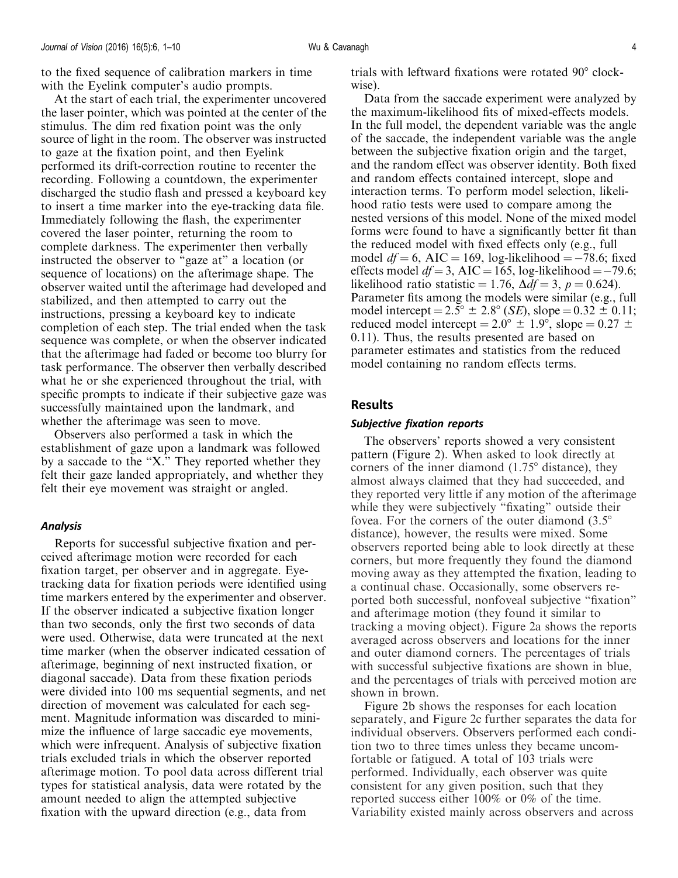to the fixed sequence of calibration markers in time with the Eyelink computer's audio prompts.

At the start of each trial, the experimenter uncovered the laser pointer, which was pointed at the center of the stimulus. The dim red fixation point was the only source of light in the room. The observer was instructed to gaze at the fixation point, and then Eyelink performed its drift-correction routine to recenter the recording. Following a countdown, the experimenter discharged the studio flash and pressed a keyboard key to insert a time marker into the eye-tracking data file. Immediately following the flash, the experimenter covered the laser pointer, returning the room to complete darkness. The experimenter then verbally instructed the observer to "gaze at" a location (or sequence of locations) on the afterimage shape. The observer waited until the afterimage had developed and stabilized, and then attempted to carry out the instructions, pressing a keyboard key to indicate completion of each step. The trial ended when the task sequence was complete, or when the observer indicated that the afterimage had faded or become too blurry for task performance. The observer then verbally described what he or she experienced throughout the trial, with specific prompts to indicate if their subjective gaze was successfully maintained upon the landmark, and whether the afterimage was seen to move.

Observers also performed a task in which the establishment of gaze upon a landmark was followed by a saccade to the "X." They reported whether they felt their gaze landed appropriately, and whether they felt their eye movement was straight or angled.

#### *Analysis*

Reports for successful subjective fixation and perceived afterimage motion were recorded for each fixation target, per observer and in aggregate. Eye-tracking data for fixation periods were identified using time markers entered by the experimenter and observer. If the observer indicated a subjective fixation longer than two seconds, only the first two seconds of data were used. Otherwise, data were truncated at the next time marker (when the observer indicated cessation of afterimage, beginning of next instructed fixation, or diagonal saccade). Data from these fixation periods were divided into 100 ms sequential segments, and net direction of movement was calculated for each segment. Magnitude information was discarded to minimize the influence of large saccadic eye movements, which were infrequent. Analysis of subjective fixation trials excluded trials in which the observer reported afterimage motion. To pool data across different trial types for statistical analysis, data were rotated by the amount needed to align the attempted subjective fixation with the upward direction (e.g., data from trials with leftward fixations were rotated 90° clockwise).

Data from the saccade experiment were analyzed by the maximum-likelihood fits of mixed-effects models. In the full model, the dependent variable was the angle of the saccade, the independent variable was the angle between the subjective fixation origin and the target, and the random effect was observer identity. Both fixed and random effects contained intercept, slope and interaction terms. To perform model selection, likelihood ratio tests were used to compare among the nested versions of this model. None of the mixed model forms were found to have a significantly better fit than the reduced model with fixed effects only (e.g., full model $df = 6$, AIC = 169, log-likelihood = −78.6; fixed effects model $df = 3$, AIC = 165, log-likelihood = −79.6; likelihood ratio statistic = 1.76, $\Delta df = 3$, $p = 0.624$). Parameter fits among the models were similar (e.g., full model intercept = 2.5° ± 2.8° (*SE*), slope = 0.32 ± 0.11; reduced model intercept = 2.0° ± 1.9°, slope = 0.27 ± 0.11). Thus, the results presented are based on parameter estimates and statistics from the reduced model containing no random effects terms.

## Results

### *Subjective fixation reports*

The observers' reports showed a very consistent pattern (Figure 2). When asked to look directly at corners of the inner diamond (1.75° distance), they almost always claimed that they had succeeded, and they reported very little if any motion of the afterimage while they were subjectively "fixating" outside their fovea. For the corners of the outer diamond (3.5° distance), however, the results were mixed. Some observers reported being able to look directly at these corners, but more frequently they found the diamond moving away as they attempted the fixation, leading to a continual chase. Occasionally, some observers reported both successful, nonfoveal subjective "fixation" and afterimage motion (they found it similar to tracking a moving object). Figure 2a shows the reports averaged across observers and locations for the inner and outer diamond corners. The percentages of trials with successful subjective fixations are shown in blue, and the percentages of trials with perceived motion are shown in brown.

Figure 2b shows the responses for each location separately, and Figure 2c further separates the data for individual observers. Observers performed each condition two to three times unless they became uncomfortable or fatigued. A total of 103 trials were performed. Individually, each observer was quite consistent for any given position, such that they reported success either 100% or 0% of the time. Variability existed mainly across observers and across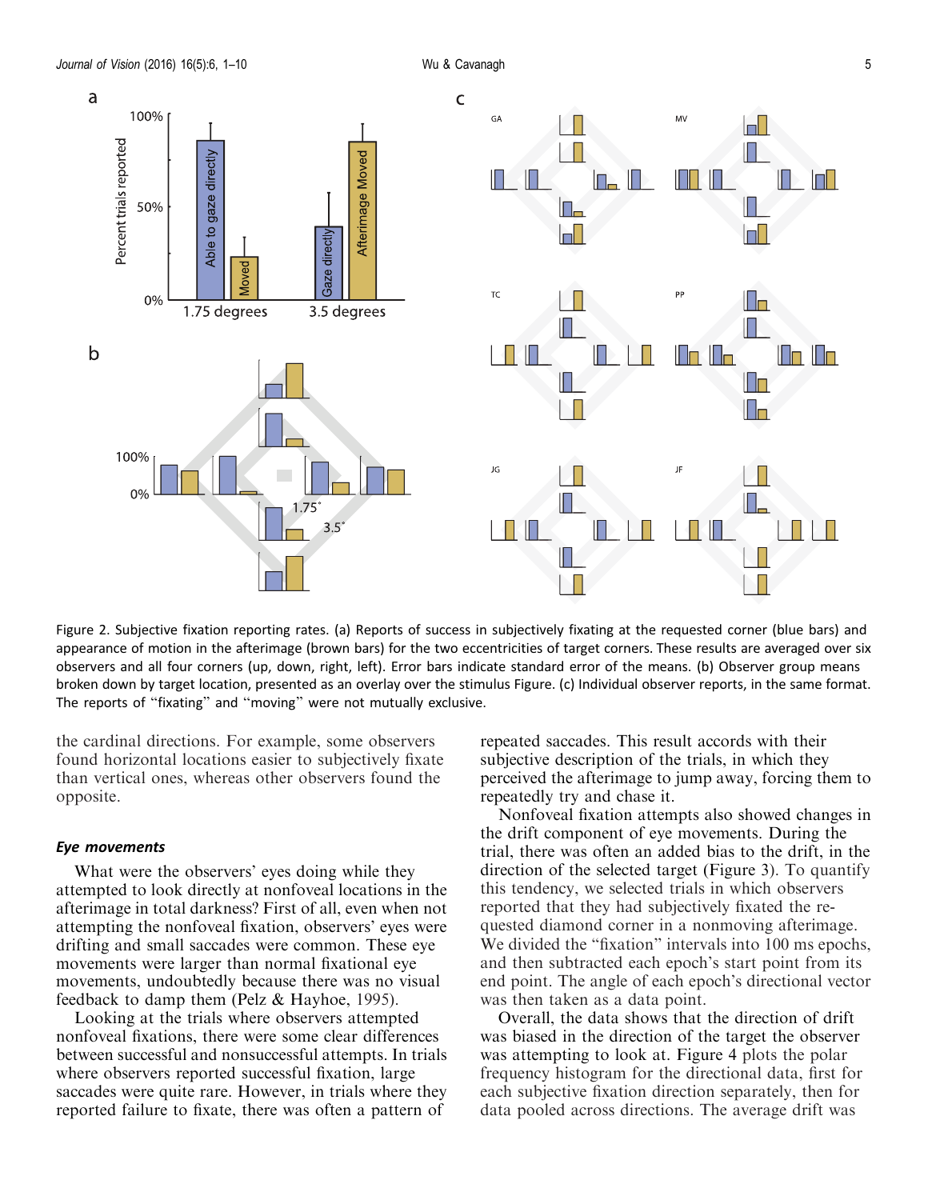a

100%
50%
0%
Percent trials reported
Able to gaze directly
Moved
Gaze directly
Afterimage Moved
1.75 degrees
3.5 degrees

b

100%
0%
1.75˚
3.5˚

c

GA
MV
TC
PP
JG
JF

Figure 2. Subjective fixation reporting rates. (a) Reports of success in subjectively fixating at the requested corner (blue bars) and appearance of motion in the afterimage (brown bars) for the two eccentricities of target corners. These results are averaged over six observers and all four corners (up, down, right, left). Error bars indicate standard error of the means. (b) Observer group means broken down by target location, presented as an overlay over the stimulus Figure. (c) Individual observer reports, in the same format. The reports of "fixating" and "moving" were not mutually exclusive.

the cardinal directions. For example, some observers found horizontal locations easier to subjectively fixate than vertical ones, whereas other observers found the opposite.

### *Eye movements*

What were the observers' eyes doing while they attempted to look directly at nonfoveal locations in the afterimage in total darkness? First of all, even when not attempting the nonfoveal fixation, observers' eyes were drifting and small saccades were common. These eye movements were larger than normal fixational eye movements, undoubtedly because there was no visual feedback to damp them (Pelz & Hayhoe, 1995).

Looking at the trials where observers attempted nonfoveal fixations, there were some clear differences between successful and nonsuccessful attempts. In trials where observers reported successful fixation, large saccades were quite rare. However, in trials where they reported failure to fixate, there was often a pattern of repeated saccades. This result accords with their subjective description of the trials, in which they perceived the afterimage to jump away, forcing them to repeatedly try and chase it.

Nonfoveal fixation attempts also showed changes in the drift component of eye movements. During the trial, there was often an added bias to the drift, in the direction of the selected target (Figure 3). To quantify this tendency, we selected trials in which observers reported that they had subjectively fixated the requested diamond corner in a nonmoving afterimage. We divided the "fixation" intervals into 100 ms epochs, and then subtracted each epoch's start point from its end point. The angle of each epoch's directional vector was then taken as a data point.

Overall, the data shows that the direction of drift was biased in the direction of the target the observer was attempting to look at. Figure 4 plots the polar frequency histogram for the directional data, first for each subjective fixation direction separately, then for data pooled across directions. The average drift was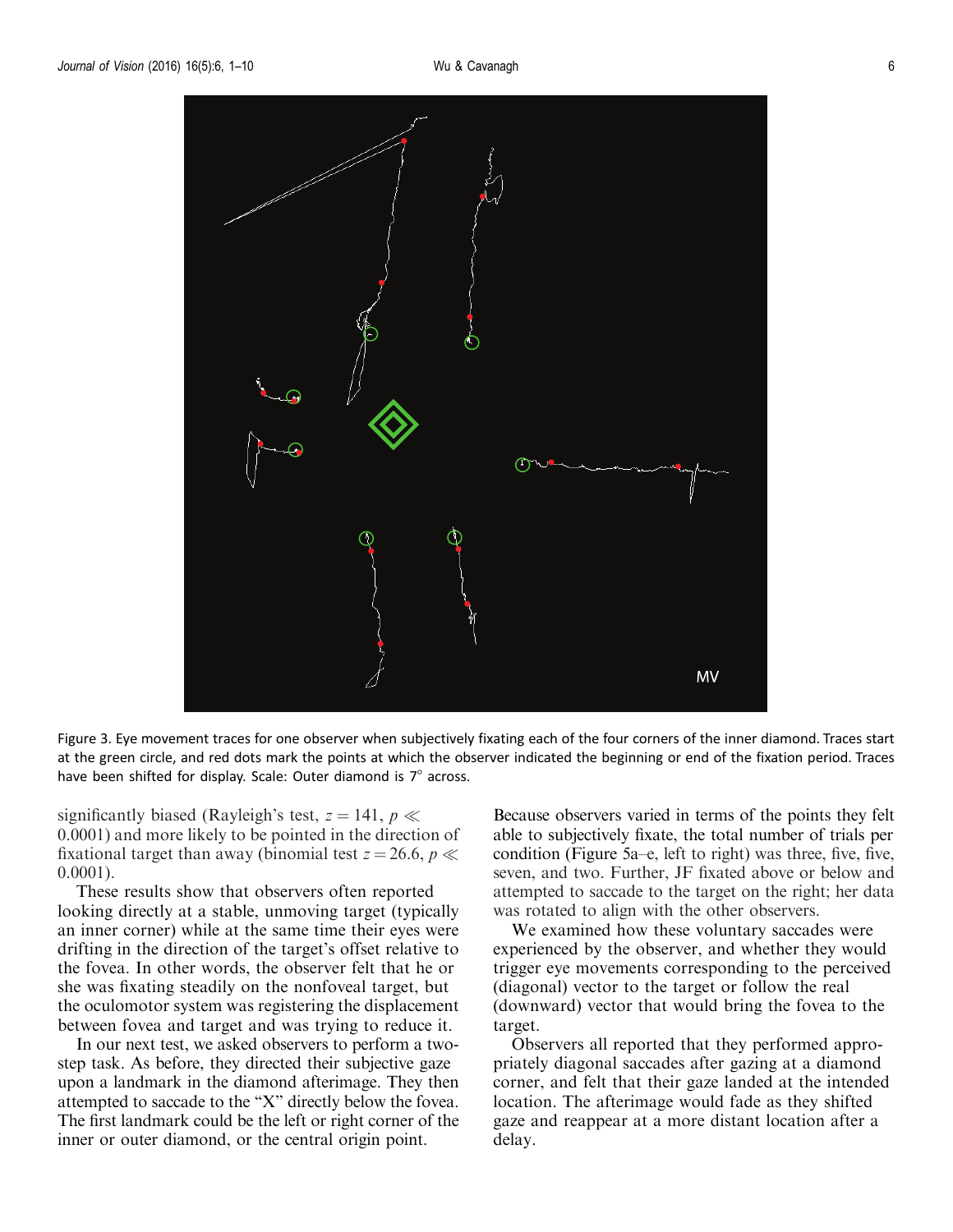Figure 3. Eye movement traces for one observer when subjectively fixating each of the four corners of the inner diamond. Traces start at the green circle, and red dots mark the points at which the observer indicated the beginning or end of the fixation period. Traces have been shifted for display. Scale: Outer diamond is 7° across.

significantly biased (Rayleigh's test, $z = 141$, $p \ll 0.0001$) and more likely to be pointed in the direction of fixational target than away (binomial test $z = 26.6$, $p \ll 0.0001$).

These results show that observers often reported looking directly at a stable, unmoving target (typically an inner corner) while at the same time their eyes were drifting in the direction of the target's offset relative to the fovea. In other words, the observer felt that he or she was fixating steadily on the nonfoveal target, but the oculomotor system was registering the displacement between fovea and target and was trying to reduce it.

In our next test, we asked observers to perform a two-step task. As before, they directed their subjective gaze upon a landmark in the diamond afterimage. They then attempted to saccade to the "X" directly below the fovea. The first landmark could be the left or right corner of the inner or outer diamond, or the central origin point. Because observers varied in terms of the points they felt able to subjectively fixate, the total number of trials per condition (Figure 5a–e, left to right) was three, five, five, seven, and two. Further, JF fixated above or below and attempted to saccade to the target on the right; her data was rotated to align with the other observers.

We examined how these voluntary saccades were experienced by the observer, and whether they would trigger eye movements corresponding to the perceived (diagonal) vector to the target or follow the real (downward) vector that would bring the fovea to the target.

Observers all reported that they performed appropriately diagonal saccades after gazing at a diamond corner, and felt that their gaze landed at the intended location. The afterimage would fade as they shifted gaze and reappear at a more distant location after a delay.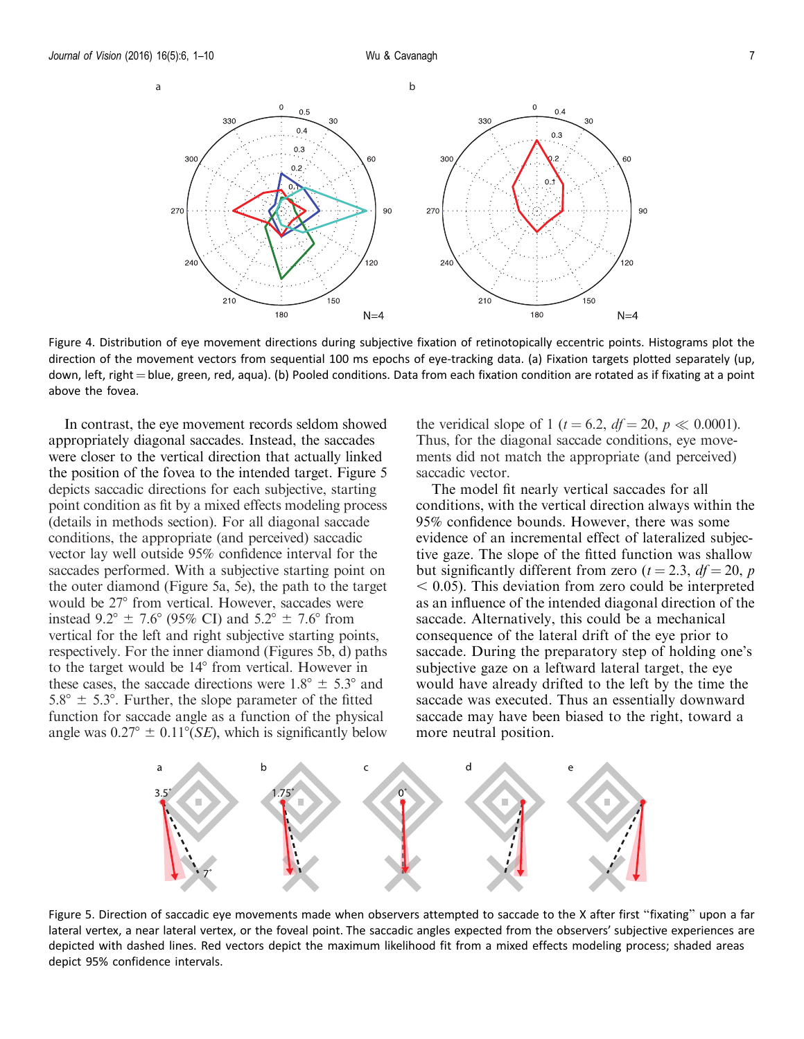Figure 4. Distribution of eye movement directions during subjective fixation of retinotopically eccentric points. Histograms plot the direction of the movement vectors from sequential 100 ms epochs of eye-tracking data. (a) Fixation targets plotted separately (up, down, left, right = blue, green, red, aqua). (b) Pooled conditions. Data from each fixation condition are rotated as if fixating at a point above the fovea.

In contrast, the eye movement records seldom showed appropriately diagonal saccades. Instead, the saccades were closer to the vertical direction that actually linked the position of the fovea to the intended target. Figure 5 depicts saccadic directions for each subjective, starting point condition as fit by a mixed effects modeling process (details in methods section). For all diagonal saccade conditions, the appropriate (and perceived) saccadic vector lay well outside 95% confidence interval for the saccades performed. With a subjective starting point on the outer diamond (Figure 5a, 5e), the path to the target would be 27° from vertical. However, saccades were instead 9.2° ± 7.6° (95% CI) and 5.2° ± 7.6° from vertical for the left and right subjective starting points, respectively. For the inner diamond (Figures 5b, d) paths to the target would be 14° from vertical. However in these cases, the saccade directions were 1.8° ± 5.3° and 5.8° ± 5.3°. Further, the slope parameter of the fitted function for saccade angle as a function of the physical angle was 0.27° ± 0.11°(*SE*), which is significantly below the veridical slope of 1 ($t = 6.2$, $df = 20$, $p \ll 0.0001$). Thus, for the diagonal saccade conditions, eye movements did not match the appropriate (and perceived) saccadic vector.

The model fit nearly vertical saccades for all conditions, with the vertical direction always within the 95% confidence bounds. However, there was some evidence of an incremental effect of lateralized subjective gaze. The slope of the fitted function was shallow but significantly different from zero ($t = 2.3$, $df = 20$, $p < 0.05$). This deviation from zero could be interpreted as an influence of the intended diagonal direction of the saccade. Alternatively, this could be a mechanical consequence of the lateral drift of the eye prior to saccade. During the preparatory step of holding one's subjective gaze on a leftward lateral target, the eye would have already drifted to the left by the time the saccade was executed. Thus an essentially downward saccade may have been biased to the right, toward a more neutral position.

Figure 5. Direction of saccadic eye movements made when observers attempted to saccade to the X after first "fixating" upon a far lateral vertex, a near lateral vertex, or the foveal point. The saccadic angles expected from the observers' subjective experiences are depicted with dashed lines. Red vectors depict the maximum likelihood fit from a mixed effects modeling process; shaded areas depict 95% confidence intervals.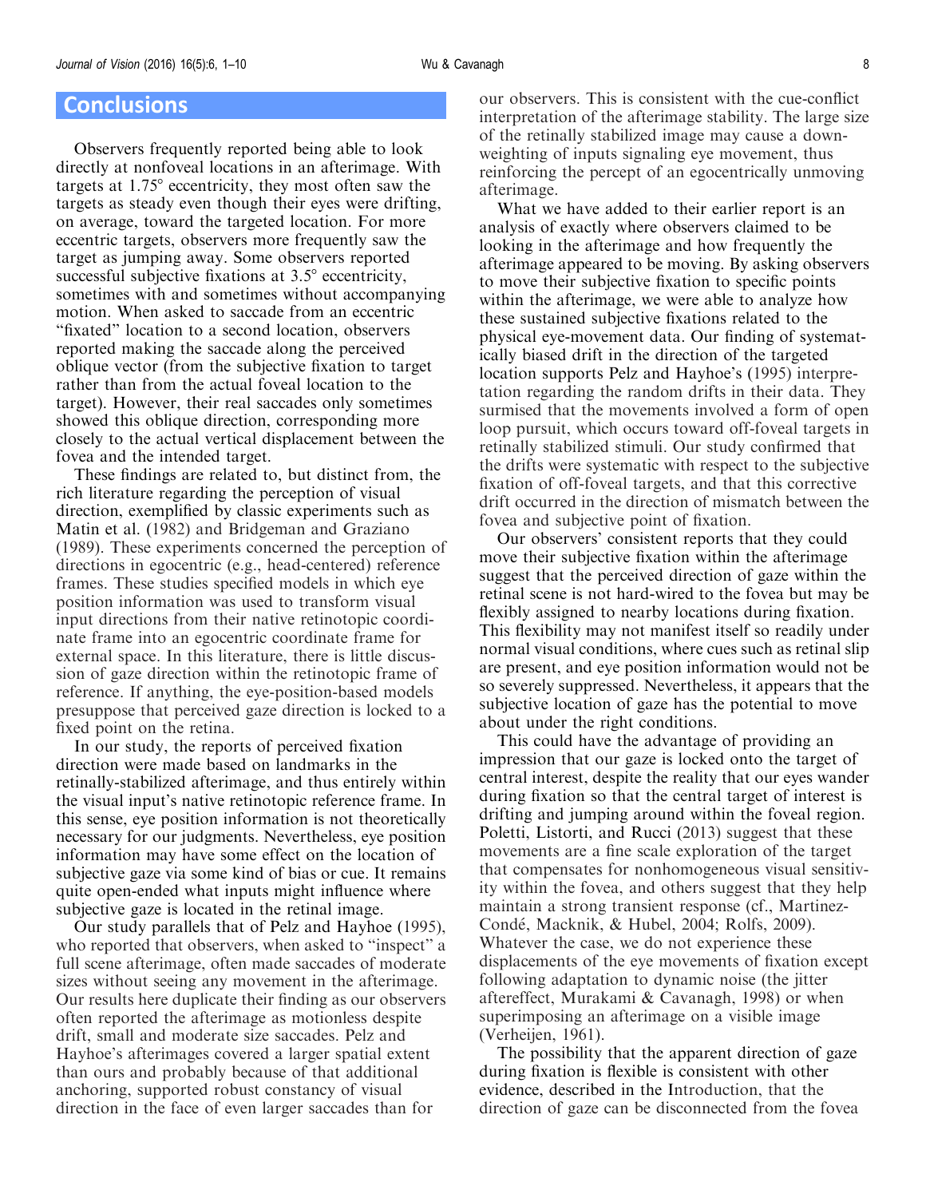## Conclusions

Observers frequently reported being able to look directly at nonfoveal locations in an afterimage. With targets at 1.75° eccentricity, they most often saw the targets as steady even though their eyes were drifting, on average, toward the targeted location. For more eccentric targets, observers more frequently saw the target as jumping away. Some observers reported successful subjective fixations at 3.5° eccentricity, sometimes with and sometimes without accompanying motion. When asked to saccade from an eccentric "fixated" location to a second location, observers reported making the saccade along the perceived oblique vector (from the subjective fixation to target rather than from the actual foveal location to the target). However, their real saccades only sometimes showed this oblique direction, corresponding more closely to the actual vertical displacement between the fovea and the intended target.

These findings are related to, but distinct from, the rich literature regarding the perception of visual direction, exemplified by classic experiments such as Matin et al. (1982) and Bridgeman and Graziano (1989). These experiments concerned the perception of directions in egocentric (e.g., head-centered) reference frames. These studies specified models in which eye position information was used to transform visual input directions from their native retinotopic coordinate frame into an egocentric coordinate frame for external space. In this literature, there is little discussion of gaze direction within the retinotopic frame of reference. If anything, the eye-position-based models presuppose that perceived gaze direction is locked to a fixed point on the retina.

In our study, the reports of perceived fixation direction were made based on landmarks in the retinally-stabilized afterimage, and thus entirely within the visual input's native retinotopic reference frame. In this sense, eye position information is not theoretically necessary for our judgments. Nevertheless, eye position information may have some effect on the location of subjective gaze via some kind of bias or cue. It remains quite open-ended what inputs might influence where subjective gaze is located in the retinal image.

Our study parallels that of Pelz and Hayhoe (1995), who reported that observers, when asked to "inspect" a full scene afterimage, often made saccades of moderate sizes without seeing any movement in the afterimage. Our results here duplicate their finding as our observers often reported the afterimage as motionless despite drift, small and moderate size saccades. Pelz and Hayhoe's afterimages covered a larger spatial extent than ours and probably because of that additional anchoring, supported robust constancy of visual direction in the face of even larger saccades than for our observers. This is consistent with the cue-conflict interpretation of the afterimage stability. The large size of the retinally stabilized image may cause a down-weighting of inputs signaling eye movement, thus reinforcing the percept of an egocentrically unmoving afterimage.

What we have added to their earlier report is an analysis of exactly where observers claimed to be looking in the afterimage and how frequently the afterimage appeared to be moving. By asking observers to move their subjective fixation to specific points within the afterimage, we were able to analyze how these sustained subjective fixations related to the physical eye-movement data. Our finding of systematically biased drift in the direction of the targeted location supports Pelz and Hayhoe's (1995) interpretation regarding the random drifts in their data. They surmised that the movements involved a form of open loop pursuit, which occurs toward off-foveal targets in retinally stabilized stimuli. Our study confirmed that the drifts were systematic with respect to the subjective fixation of off-foveal targets, and that this corrective drift occurred in the direction of mismatch between the fovea and subjective point of fixation.

Our observers' consistent reports that they could move their subjective fixation within the afterimage suggest that the perceived direction of gaze within the retinal scene is not hard-wired to the fovea but may be flexibly assigned to nearby locations during fixation. This flexibility may not manifest itself so readily under normal visual conditions, where cues such as retinal slip are present, and eye position information would not be so severely suppressed. Nevertheless, it appears that the subjective location of gaze has the potential to move about under the right conditions.

This could have the advantage of providing an impression that our gaze is locked onto the target of central interest, despite the reality that our eyes wander during fixation so that the central target of interest is drifting and jumping around within the foveal region. Poletti, Listorti, and Rucci (2013) suggest that these movements are a fine scale exploration of the target that compensates for nonhomogeneous visual sensitivity within the fovea, and others suggest that they help maintain a strong transient response (cf., Martinez-Condé, Macknik, & Hubel, 2004; Rolfs, 2009). Whatever the case, we do not experience these displacements of the eye movements of fixation except following adaptation to dynamic noise (the jitter aftereffect, Murakami & Cavanagh, 1998) or when superimposing an afterimage on a visible image (Verheijen, 1961).

The possibility that the apparent direction of gaze during fixation is flexible is consistent with other evidence, described in the Introduction, that the direction of gaze can be disconnected from the fovea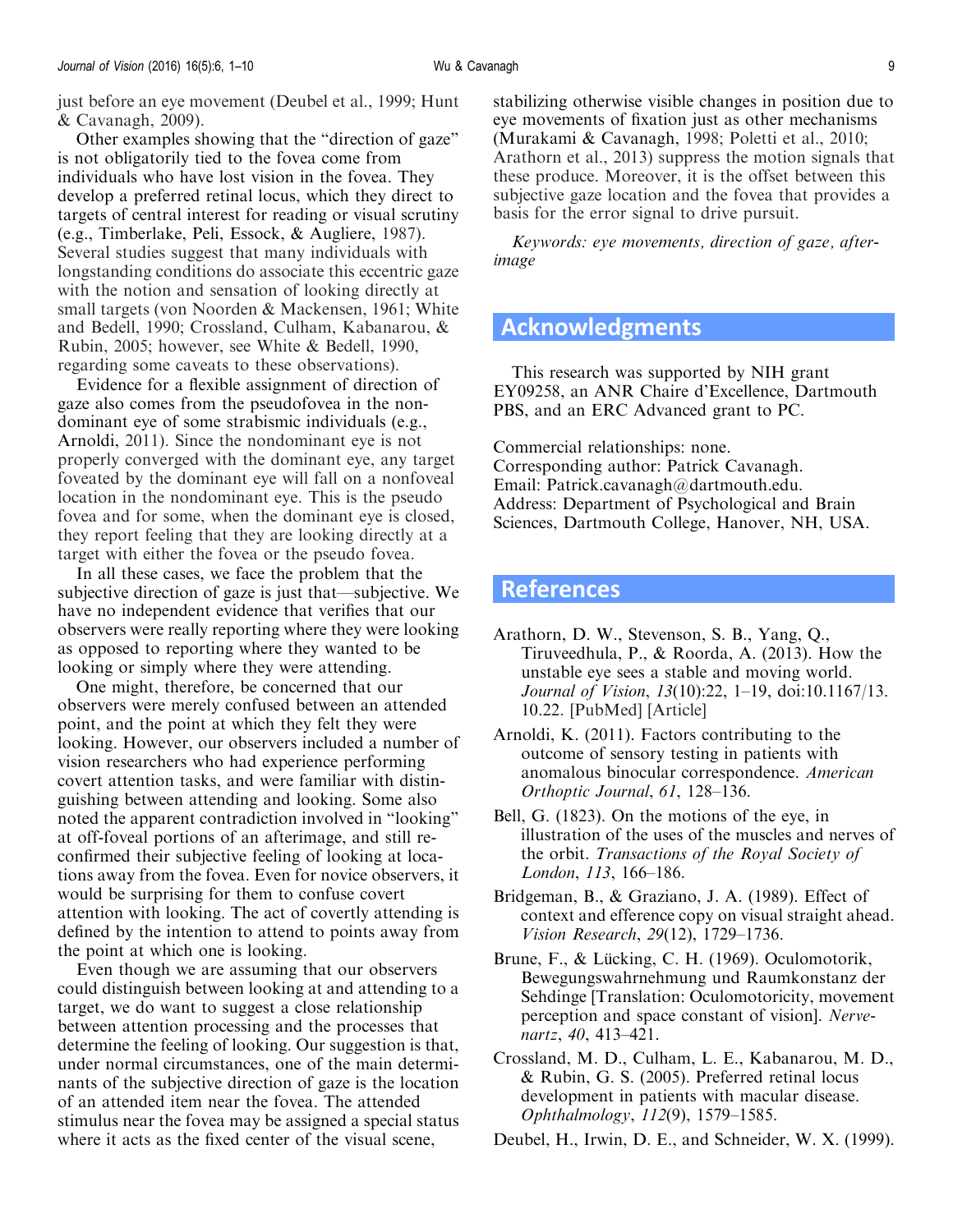just before an eye movement (Deubel et al., 1999; Hunt & Cavanagh, 2009).

Other examples showing that the "direction of gaze" is not obligatorily tied to the fovea come from individuals who have lost vision in the fovea. They develop a preferred retinal locus, which they direct to targets of central interest for reading or visual scrutiny (e.g., Timberlake, Peli, Essock, & Augliere, 1987). Several studies suggest that many individuals with longstanding conditions do associate this eccentric gaze with the notion and sensation of looking directly at small targets (von Noorden & Mackensen, 1961; White and Bedell, 1990; Crossland, Culham, Kabanarou, & Rubin, 2005; however, see White & Bedell, 1990, regarding some caveats to these observations).

Evidence for a flexible assignment of direction of gaze also comes from the pseudofovea in the nondominant eye of some strabismic individuals (e.g., Arnoldi, 2011). Since the nondominant eye is not properly converged with the dominant eye, any target foveated by the dominant eye will fall on a nonfoveal location in the nondominant eye. This is the pseudo fovea and for some, when the dominant eye is closed, they report feeling that they are looking directly at a target with either the fovea or the pseudo fovea.

In all these cases, we face the problem that the subjective direction of gaze is just that—subjective. We have no independent evidence that verifies that our observers were really reporting where they were looking as opposed to reporting where they wanted to be looking or simply where they were attending.

One might, therefore, be concerned that our observers were merely confused between an attended point, and the point at which they felt they were looking. However, our observers included a number of vision researchers who had experience performing covert attention tasks, and were familiar with distinguishing between attending and looking. Some also noted the apparent contradiction involved in "looking" at off-foveal portions of an afterimage, and still reconfirmed their subjective feeling of looking at locations away from the fovea. Even for novice observers, it would be surprising for them to confuse covert attention with looking. The act of covertly attending is defined by the intention to attend to points away from the point at which one is looking.

Even though we are assuming that our observers could distinguish between looking at and attending to a target, we do want to suggest a close relationship between attention processing and the processes that determine the feeling of looking. Our suggestion is that, under normal circumstances, one of the main determinants of the subjective direction of gaze is the location of an attended item near the fovea. The attended stimulus near the fovea may be assigned a special status where it acts as the fixed center of the visual scene, stabilizing otherwise visible changes in position due to eye movements of fixation just as other mechanisms (Murakami & Cavanagh, 1998; Poletti et al., 2010; Arathorn et al., 2013) suppress the motion signals that these produce. Moreover, it is the offset between this subjective gaze location and the fovea that provides a basis for the error signal to drive pursuit.

*Keywords: eye movements, direction of gaze, afterimage*

## Acknowledgments

This research was supported by NIH grant EY09258, an ANR Chaire d'Excellence, Dartmouth PBS, and an ERC Advanced grant to PC.

Commercial relationships: none.
Corresponding author: Patrick Cavanagh.
Email: Patrick.cavanagh@dartmouth.edu.
Address: Department of Psychological and Brain Sciences, Dartmouth College, Hanover, NH, USA.

## References

Arathorn, D. W., Stevenson, S. B., Yang, Q., Tiruveedhula, P., & Roorda, A. (2013). How the unstable eye sees a stable and moving world. *Journal of Vision*, *13*(10):22, 1–19, doi:10.1167/13.10.22. [PubMed] [Article]

Arnoldi, K. (2011). Factors contributing to the outcome of sensory testing in patients with anomalous binocular correspondence. *American Orthoptic Journal*, *61*, 128–136.

Bell, G. (1823). On the motions of the eye, in illustration of the uses of the muscles and nerves of the orbit. *Transactions of the Royal Society of London*, *113*, 166–186.

Bridgeman, B., & Graziano, J. A. (1989). Effect of context and efference copy on visual straight ahead. *Vision Research*, *29*(12), 1729–1736.

Brune, F., & Lücking, C. H. (1969). Oculomotorik, Bewegungswahrnehmung und Raumkonstanz der Sehdinge [Translation: Oculomotoricity, movement perception and space constant of vision]. *Nervenartz*, *40*, 413–421.

Crossland, M. D., Culham, L. E., Kabanarou, M. D., & Rubin, G. S. (2005). Preferred retinal locus development in patients with macular disease. *Ophthalmology*, *112*(9), 1579–1585.

Deubel, H., Irwin, D. E., and Schneider, W. X. (1999).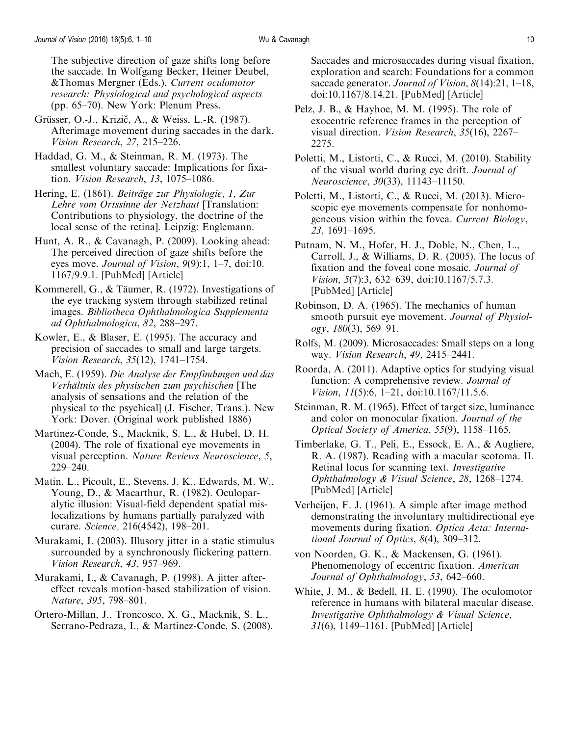The subjective direction of gaze shifts long before the saccade. In Wolfgang Becker, Heiner Deubel, &Thomas Mergner (Eds.), *Current oculomotor research: Physiological and psychological aspects* (pp. 65–70). New York: Plenum Press.

Grüsser, O.-J., Krizič, A., & Weiss, L.-R. (1987). Afterimage movement during saccades in the dark. *Vision Research*, *27*, 215–226.

Haddad, G. M., & Steinman, R. M. (1973). The smallest voluntary saccade: Implications for fixation. *Vision Research*, *13*, 1075–1086.

Hering, E. (1861). *Beiträge zur Physiologie, 1, Zur Lehre vom Ortssinne der Netzhaut* [Translation: Contributions to physiology, the doctrine of the local sense of the retina]. Leipzig: Englemann.

Hunt, A. R., & Cavanagh, P. (2009). Looking ahead: The perceived direction of gaze shifts before the eyes move. *Journal of Vision*, *9*(9):1, 1–7, doi:10.1167/9.9.1. [PubMed] [Article]

Kommerell, G., & Täumer, R. (1972). Investigations of the eye tracking system through stabilized retinal images. *Bibliotheca Ophthalmologica Supplementa ad Ophthalmologica*, *82*, 288–297.

Kowler, E., & Blaser, E. (1995). The accuracy and precision of saccades to small and large targets. *Vision Research*, *35*(12), 1741–1754.

Mach, E. (1959). *Die Analyse der Empfindungen und das Verhältnis des physischen zum psychischen* [The analysis of sensations and the relation of the physical to the psychical] (J. Fischer, Trans.). New York: Dover. (Original work published 1886)

Martinez-Conde, S., Macknik, S. L., & Hubel, D. H. (2004). The role of fixational eye movements in visual perception. *Nature Reviews Neuroscience*, *5*, 229–240.

Matin, L., Picoult, E., Stevens, J. K., Edwards, M. W., Young, D., & Macarthur, R. (1982). Oculoparalytic illusion: Visual-field dependent spatial mislocalizations by humans partially paralyzed with curare. *Science,* 216(4542), 198–201.

Murakami, I. (2003). Illusory jitter in a static stimulus surrounded by a synchronously flickering pattern. *Vision Research*, *43*, 957–969.

Murakami, I., & Cavanagh, P. (1998). A jitter aftereffect reveals motion-based stabilization of vision. *Nature*, *395*, 798–801.

Ortero-Millan, J., Troncosco, X. G., Macknik, S. L., Serrano-Pedraza, I., & Martinez-Conde, S. (2008). Saccades and microsaccades during visual fixation, exploration and search: Foundations for a common saccade generator. *Journal of Vision*, *8*(14):21, 1–18, doi:10.1167/8.14.21. [PubMed] [Article]

Pelz, J. B., & Hayhoe, M. M. (1995). The role of exocentric reference frames in the perception of visual direction. *Vision Research*, *35*(16), 2267–2275.

Poletti, M., Listorti, C., & Rucci, M. (2010). Stability of the visual world during eye drift. *Journal of Neuroscience*, *30*(33), 11143–11150.

Poletti, M., Listorti, C., & Rucci, M. (2013). Microscopic eye movements compensate for nonhomogeneous vision within the fovea. *Current Biology*, *23*, 1691–1695.

Putnam, N. M., Hofer, H. J., Doble, N., Chen, L., Carroll, J., & Williams, D. R. (2005). The locus of fixation and the foveal cone mosaic. *Journal of Vision*, *5*(7):3, 632–639, doi:10.1167/5.7.3. [PubMed] [Article]

Robinson, D. A. (1965). The mechanics of human smooth pursuit eye movement. *Journal of Physiology*, *180*(3), 569–91.

Rolfs, M. (2009). Microsaccades: Small steps on a long way. *Vision Research*, *49*, 2415–2441.

Roorda, A. (2011). Adaptive optics for studying visual function: A comprehensive review. *Journal of Vision*, *11*(5):6, 1–21, doi:10.1167/11.5.6.

Steinman, R. M. (1965). Effect of target size, luminance and color on monocular fixation. *Journal of the Optical Society of America*, *55*(9), 1158–1165.

Timberlake, G. T., Peli, E., Essock, E. A., & Augliere, R. A. (1987). Reading with a macular scotoma. II. Retinal locus for scanning text. *Investigative Ophthalmology & Visual Science*, *28*, 1268–1274. [PubMed] [Article]

Verheijen, F. J. (1961). A simple after image method demonstrating the involuntary multidirectional eye movements during fixation. *Optica Acta: International Journal of Optics*, *8*(4), 309–312.

von Noorden, G. K., & Mackensen, G. (1961). Phenomenology of eccentric fixation. *American Journal of Ophthalmology*, *53*, 642–660.

White, J. M., & Bedell, H. E. (1990). The oculomotor reference in humans with bilateral macular disease. *Investigative Ophthalmology & Visual Science*, *31*(6), 1149–1161. [PubMed] [Article]